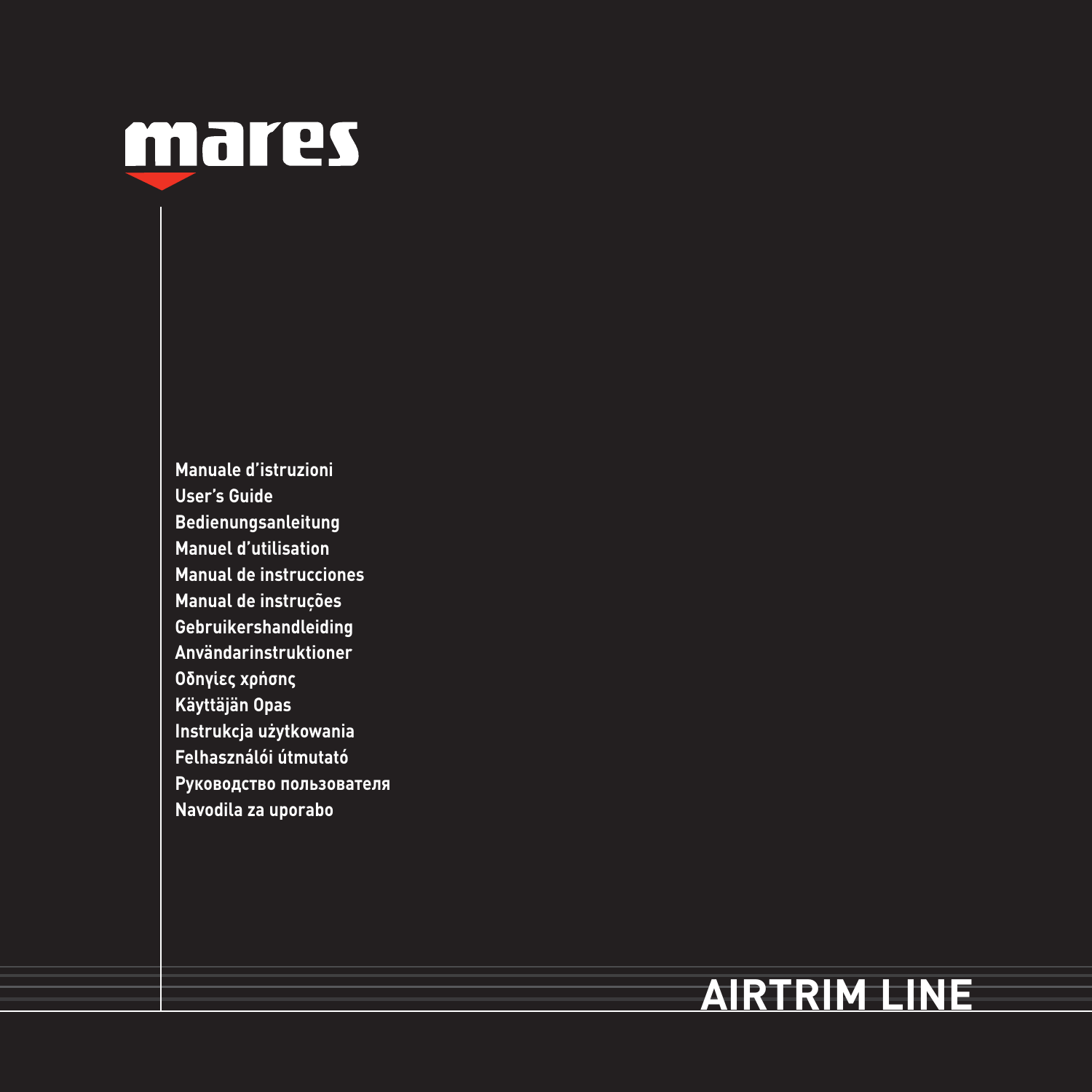mares

Manuale d'istruzioni
User's Guide
Bedienungsanleitung
Manuel d'utilisation
Manual de instrucciones
Manual de instruções
Gebruikershandleiding
Användarinstruktioner
Οδηγίες χρήσης
Käyttäjän Opas
Instrukcja użytkowania
Felhasználói útmutató
Руководство пользователя
Navodila za uporabo

# AIRTRIM LINE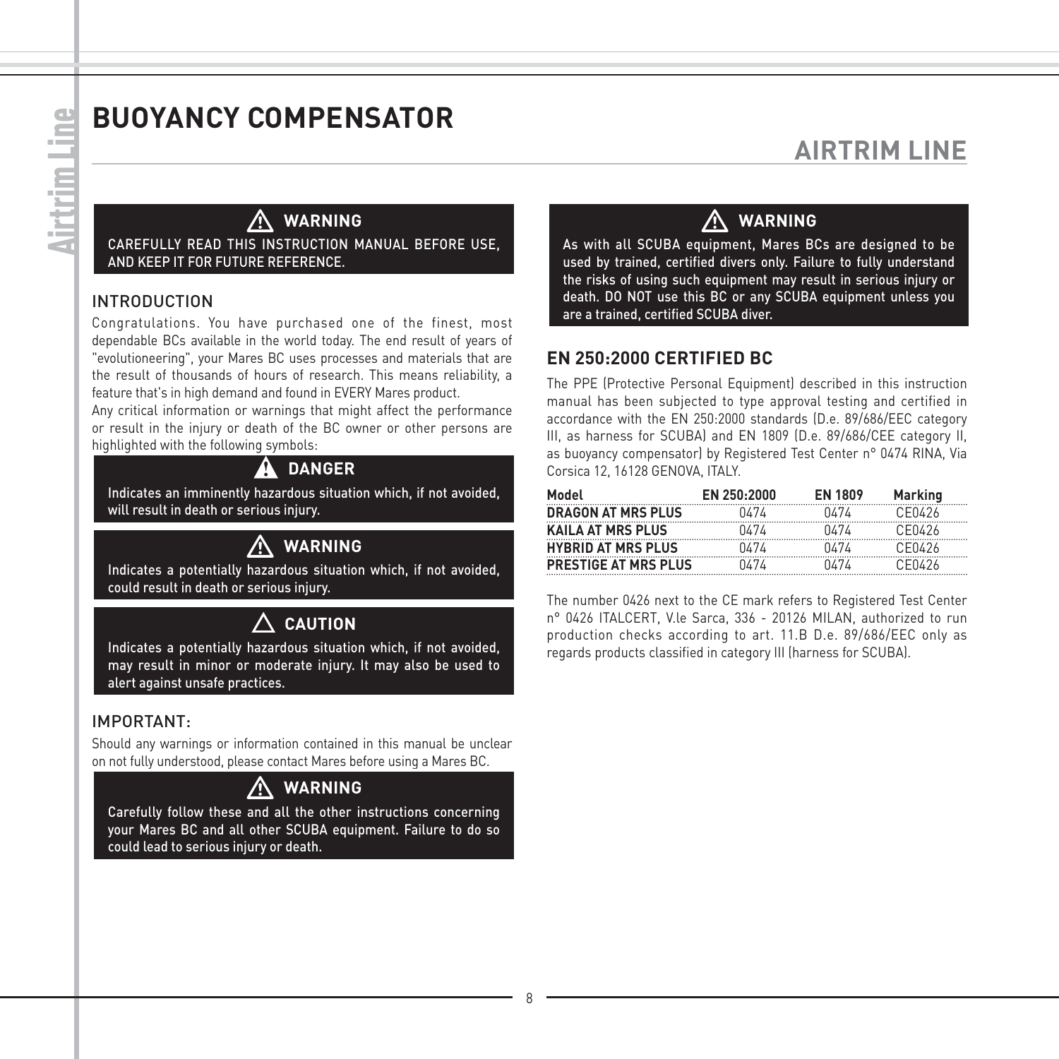# BUOYANCY COMPENSATOR

## AIRTRIM LINE

**⚠ WARNING**

CAREFULLY READ THIS INSTRUCTION MANUAL BEFORE USE, AND KEEP IT FOR FUTURE REFERENCE.

### INTRODUCTION

Congratulations. You have purchased one of the finest, most dependable BCs available in the world today. The end result of years of "evolutioneering", your Mares BC uses processes and materials that are the result of thousands of hours of research. This means reliability, a feature that's in high demand and found in EVERY Mares product.

Any critical information or warnings that might affect the performance or result in the injury or death of the BC owner or other persons are highlighted with the following symbols:

**⚠ DANGER**

Indicates an imminently hazardous situation which, if not avoided, will result in death or serious injury.

**⚠ WARNING**

Indicates a potentially hazardous situation which, if not avoided, could result in death or serious injury.

**⚠ CAUTION**

Indicates a potentially hazardous situation which, if not avoided, may result in minor or moderate injury. It may also be used to alert against unsafe practices.

### IMPORTANT:

Should any warnings or information contained in this manual be unclear on not fully understood, please contact Mares before using a Mares BC.

**⚠ WARNING**

Carefully follow these and all the other instructions concerning your Mares BC and all other SCUBA equipment. Failure to do so could lead to serious injury or death.

**⚠ WARNING**

As with all SCUBA equipment, Mares BCs are designed to be used by trained, certified divers only. Failure to fully understand the risks of using such equipment may result in serious injury or death. DO NOT use this BC or any SCUBA equipment unless you are a trained, certified SCUBA diver.

### EN 250:2000 CERTIFIED BC

The PPE (Protective Personal Equipment) described in this instruction manual has been subjected to type approval testing and certified in accordance with the EN 250:2000 standards (D.e. 89/686/EEC category III, as harness for SCUBA) and EN 1809 (D.e. 89/686/CEE category II, as buoyancy compensator) by Registered Test Center n° 0474 RINA, Via Corsica 12, 16128 GENOVA, ITALY.

| Model | EN 250:2000 | EN 1809 | Marking |
|---|---|---|---|
| DRAGON AT MRS PLUS | 0474 | 0474 | CE0426 |
| KAILA AT MRS PLUS | 0474 | 0474 | CE0426 |
| HYBRID AT MRS PLUS | 0474 | 0474 | CE0426 |
| PRESTIGE AT MRS PLUS | 0474 | 0474 | CE0426 |

The number 0426 next to the CE mark refers to Registered Test Center n° 0426 ITALCERT, V.le Sarca, 336 - 20126 MILAN, authorized to run production checks according to art. 11.B D.e. 89/686/EEC only as regards products classified in category III (harness for SCUBA).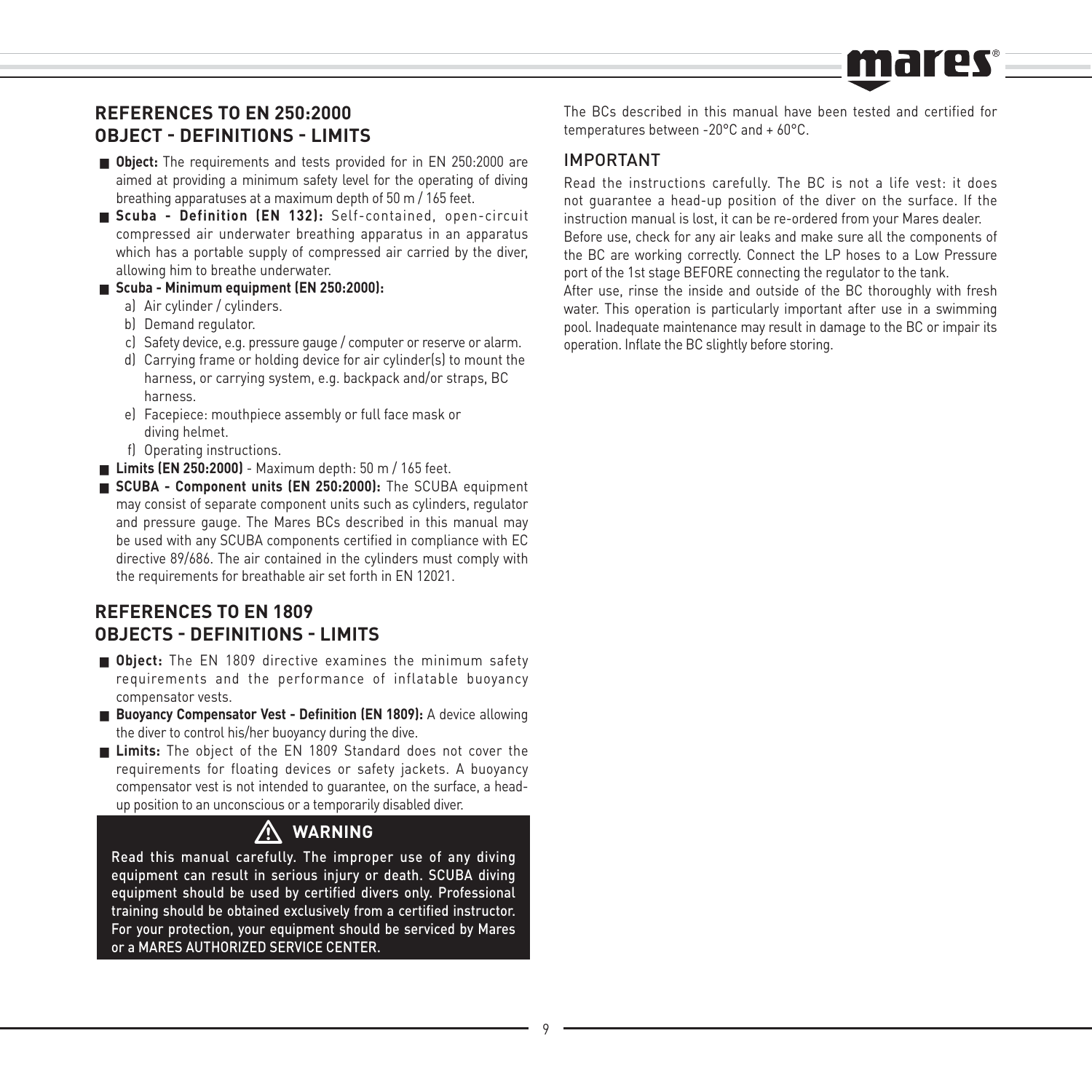## REFERENCES TO EN 250:2000
## OBJECT - DEFINITIONS - LIMITS

- **Object:** The requirements and tests provided for in EN 250:2000 are aimed at providing a minimum safety level for the operating of diving breathing apparatuses at a maximum depth of 50 m / 165 feet.
- **Scuba - Definition (EN 132):** Self-contained, open-circuit compressed air underwater breathing apparatus in an apparatus which has a portable supply of compressed air carried by the diver, allowing him to breathe underwater.
- **Scuba - Minimum equipment (EN 250:2000):**
  - a) Air cylinder / cylinders.
  - b) Demand regulator.
  - c) Safety device, e.g. pressure gauge / computer or reserve or alarm.
  - d) Carrying frame or holding device for air cylinder(s) to mount the harness, or carrying system, e.g. backpack and/or straps, BC harness.
  - e) Facepiece: mouthpiece assembly or full face mask or diving helmet.
  - f) Operating instructions.
- **Limits (EN 250:2000)** - Maximum depth: 50 m / 165 feet.
- **SCUBA - Component units (EN 250:2000):** The SCUBA equipment may consist of separate component units such as cylinders, regulator and pressure gauge. The Mares BCs described in this manual may be used with any SCUBA components certified in compliance with EC directive 89/686. The air contained in the cylinders must comply with the requirements for breathable air set forth in EN 12021.

## REFERENCES TO EN 1809
## OBJECTS - DEFINITIONS - LIMITS

- **Object:** The EN 1809 directive examines the minimum safety requirements and the performance of inflatable buoyancy compensator vests.
- **Buoyancy Compensator Vest - Definition (EN 1809):** A device allowing the diver to control his/her buoyancy during the dive.
- **Limits:** The object of the EN 1809 Standard does not cover the requirements for floating devices or safety jackets. A buoyancy compensator vest is not intended to guarantee, on the surface, a head-up position to an unconscious or a temporarily disabled diver.

### ⚠ WARNING

Read this manual carefully. The improper use of any diving equipment can result in serious injury or death. SCUBA diving equipment should be used by certified divers only. Professional training should be obtained exclusively from a certified instructor. For your protection, your equipment should be serviced by Mares or a MARES AUTHORIZED SERVICE CENTER.

The BCs described in this manual have been tested and certified for temperatures between -20°C and + 60°C.

### IMPORTANT

Read the instructions carefully. The BC is not a life vest: it does not guarantee a head-up position of the diver on the surface. If the instruction manual is lost, it can be re-ordered from your Mares dealer.
Before use, check for any air leaks and make sure all the components of the BC are working correctly. Connect the LP hoses to a Low Pressure port of the 1st stage BEFORE connecting the regulator to the tank.
After use, rinse the inside and outside of the BC thoroughly with fresh water. This operation is particularly important after use in a swimming pool. Inadequate maintenance may result in damage to the BC or impair its operation. Inflate the BC slightly before storing.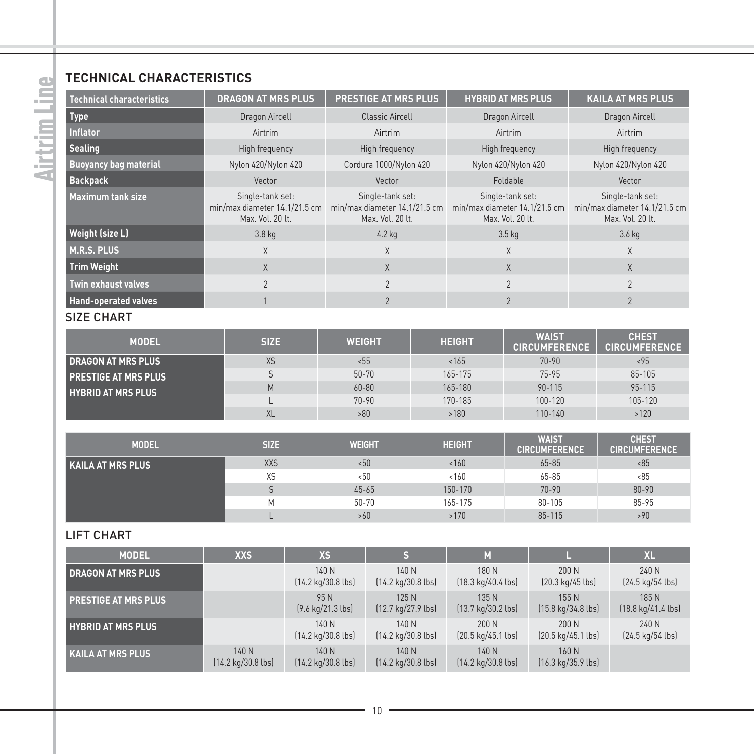## TECHNICAL CHARACTERISTICS

| Technical characteristics | DRAGON AT MRS PLUS | PRESTIGE AT MRS PLUS | HYBRID AT MRS PLUS | KAILA AT MRS PLUS |
|---|---|---|---|---|
| Type | Dragon Aircell | Classic Aircell | Dragon Aircell | Dragon Aircell |
| Inflator | Airtrim | Airtrim | Airtrim | Airtrim |
| Sealing | High frequency | High frequency | High frequency | High frequency |
| Buoyancy bag material | Nylon 420/Nylon 420 | Cordura 1000/Nylon 420 | Nylon 420/Nylon 420 | Nylon 420/Nylon 420 |
| Backpack | Vector | Vector | Foldable | Vector |
| Maximum tank size | Single-tank set: min/max diameter 14.1/21.5 cm Max. Vol. 20 lt. | Single-tank set: min/max diameter 14.1/21.5 cm Max. Vol. 20 lt. | Single-tank set: min/max diameter 14.1/21.5 cm Max. Vol. 20 lt. | Single-tank set: min/max diameter 14.1/21.5 cm Max. Vol. 20 lt. |
| Weight (size L) | 3.8 kg | 4.2 kg | 3.5 kg | 3.6 kg |
| M.R.S. PLUS | X | X | X | X |
| Trim Weight | X | X | X | X |
| Twin exhaust valves | 2 | 2 | 2 | 2 |
| Hand-operated valves | 1 | 2 | 2 | 2 |

## SIZE CHART

| MODEL | SIZE | WEIGHT | HEIGHT | WAIST CIRCUMFERENCE | CHEST CIRCUMFERENCE |
|---|---|---|---|---|---|
| DRAGON AT MRS PLUS<br>PRESTIGE AT MRS PLUS<br>HYBRID AT MRS PLUS | XS | <55 | <165 | 70-90 | <95 |
| | S | 50-70 | 165-175 | 75-95 | 85-105 |
| | M | 60-80 | 165-180 | 90-115 | 95-115 |
| | L | 70-90 | 170-185 | 100-120 | 105-120 |
| | XL | >80 | >180 | 110-140 | >120 |

| MODEL | SIZE | WEIGHT | HEIGHT | WAIST CIRCUMFERENCE | CHEST CIRCUMFERENCE |
|---|---|---|---|---|---|
| KAILA AT MRS PLUS | XXS | <50 | <160 | 65-85 | <85 |
| | XS | <50 | <160 | 65-85 | <85 |
| | S | 45-65 | 150-170 | 70-90 | 80-90 |
| | M | 50-70 | 165-175 | 80-105 | 85-95 |
| | L | >60 | >170 | 85-115 | >90 |

## LIFT CHART

| MODEL | XXS | XS | S | M | L | XL |
|---|---|---|---|---|---|---|
| DRAGON AT MRS PLUS | | 140 N (14.2 kg/30.8 lbs) | 140 N (14.2 kg/30.8 lbs) | 180 N (18.3 kg/40.4 lbs) | 200 N (20.3 kg/45 lbs) | 240 N (24.5 kg/54 lbs) |
| PRESTIGE AT MRS PLUS | | 95 N (9.6 kg/21.3 lbs) | 125 N (12.7 kg/27.9 lbs) | 135 N (13.7 kg/30.2 lbs) | 155 N (15.8 kg/34.8 lbs) | 185 N (18.8 kg/41.4 lbs) |
| HYBRID AT MRS PLUS | | 140 N (14.2 kg/30.8 lbs) | 140 N (14.2 kg/30.8 lbs) | 200 N (20.5 kg/45.1 lbs) | 200 N (20.5 kg/45.1 lbs) | 240 N (24.5 kg/54 lbs) |
| KAILA AT MRS PLUS | 140 N (14.2 kg/30.8 lbs) | 140 N (14.2 kg/30.8 lbs) | 140 N (14.2 kg/30.8 lbs) | 140 N (14.2 kg/30.8 lbs) | 160 N (16.3 kg/35.9 lbs) | |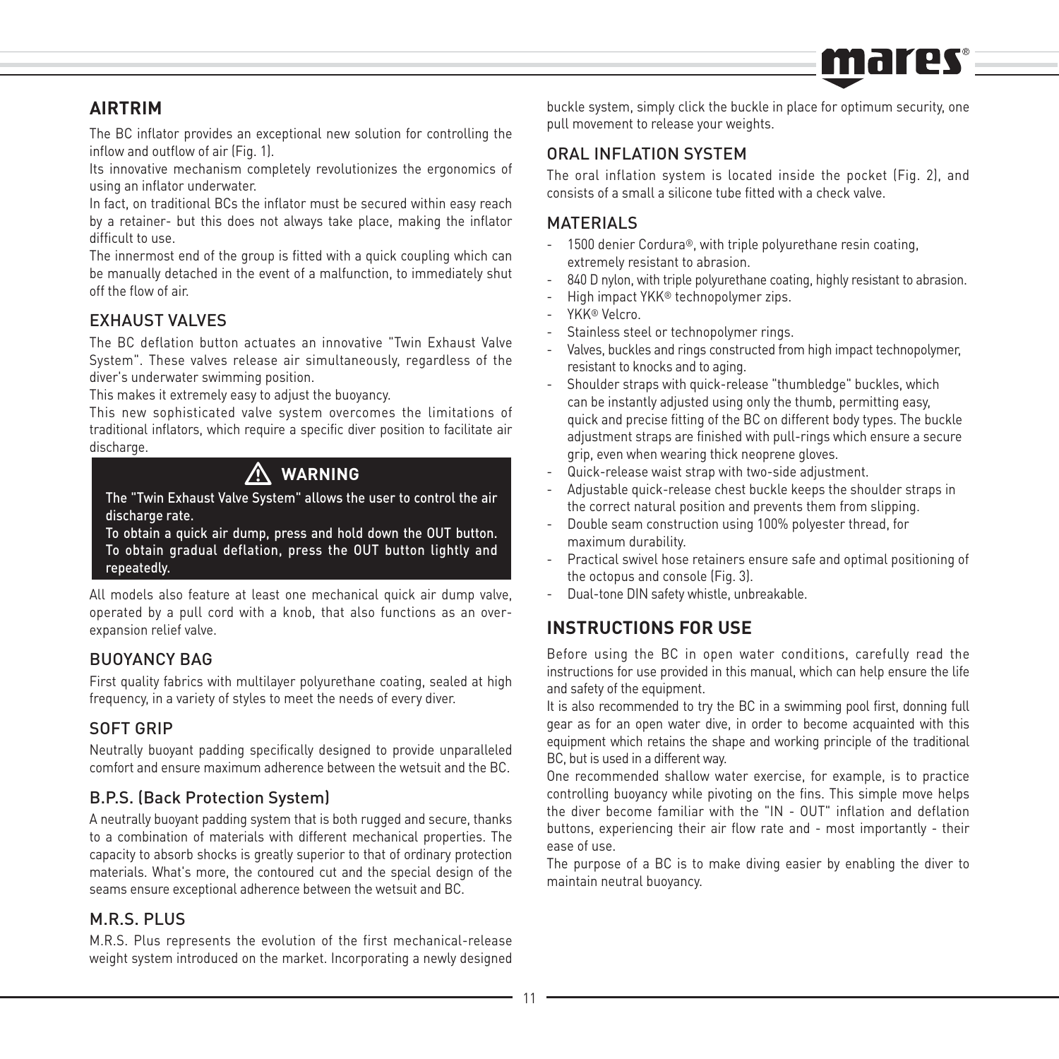## AIRTRIM

The BC inflator provides an exceptional new solution for controlling the inflow and outflow of air (Fig. 1).

Its innovative mechanism completely revolutionizes the ergonomics of using an inflator underwater.

In fact, on traditional BCs the inflator must be secured within easy reach by a retainer- but this does not always take place, making the inflator difficult to use.

The innermost end of the group is fitted with a quick coupling which can be manually detached in the event of a malfunction, to immediately shut off the flow of air.

### EXHAUST VALVES

The BC deflation button actuates an innovative "Twin Exhaust Valve System". These valves release air simultaneously, regardless of the diver's underwater swimming position.

This makes it extremely easy to adjust the buoyancy.

This new sophisticated valve system overcomes the limitations of traditional inflators, which require a specific diver position to facilitate air discharge.

> ⚠ **WARNING**
>
> The "Twin Exhaust Valve System" allows the user to control the air discharge rate.
> To obtain a quick air dump, press and hold down the OUT button.
> To obtain gradual deflation, press the OUT button lightly and repeatedly.

All models also feature at least one mechanical quick air dump valve, operated by a pull cord with a knob, that also functions as an over-expansion relief valve.

### BUOYANCY BAG

First quality fabrics with multilayer polyurethane coating, sealed at high frequency, in a variety of styles to meet the needs of every diver.

### SOFT GRIP

Neutrally buoyant padding specifically designed to provide unparalleled comfort and ensure maximum adherence between the wetsuit and the BC.

### B.P.S. (Back Protection System)

A neutrally buoyant padding system that is both rugged and secure, thanks to a combination of materials with different mechanical properties. The capacity to absorb shocks is greatly superior to that of ordinary protection materials. What's more, the contoured cut and the special design of the seams ensure exceptional adherence between the wetsuit and BC.

### M.R.S. PLUS

M.R.S. Plus represents the evolution of the first mechanical-release weight system introduced on the market. Incorporating a newly designed buckle system, simply click the buckle in place for optimum security, one pull movement to release your weights.

### ORAL INFLATION SYSTEM

The oral inflation system is located inside the pocket (Fig. 2), and consists of a small a silicone tube fitted with a check valve.

### MATERIALS

- 1500 denier Cordura®, with triple polyurethane resin coating, extremely resistant to abrasion.
- 840 D nylon, with triple polyurethane coating, highly resistant to abrasion.
- High impact YKK® technopolymer zips.
- YKK® Velcro.
- Stainless steel or technopolymer rings.
- Valves, buckles and rings constructed from high impact technopolymer, resistant to knocks and to aging.
- Shoulder straps with quick-release "thumbledge" buckles, which can be instantly adjusted using only the thumb, permitting easy, quick and precise fitting of the BC on different body types. The buckle adjustment straps are finished with pull-rings which ensure a secure grip, even when wearing thick neoprene gloves.
- Quick-release waist strap with two-side adjustment.
- Adjustable quick-release chest buckle keeps the shoulder straps in the correct natural position and prevents them from slipping.
- Double seam construction using 100% polyester thread, for maximum durability.
- Practical swivel hose retainers ensure safe and optimal positioning of the octopus and console (Fig. 3).
- Dual-tone DIN safety whistle, unbreakable.

## INSTRUCTIONS FOR USE

Before using the BC in open water conditions, carefully read the instructions for use provided in this manual, which can help ensure the life and safety of the equipment.

It is also recommended to try the BC in a swimming pool first, donning full gear as for an open water dive, in order to become acquainted with this equipment which retains the shape and working principle of the traditional BC, but is used in a different way.

One recommended shallow water exercise, for example, is to practice controlling buoyancy while pivoting on the fins. This simple move helps the diver become familiar with the "IN - OUT" inflation and deflation buttons, experiencing their air flow rate and - most importantly - their ease of use.

The purpose of a BC is to make diving easier by enabling the diver to maintain neutral buoyancy.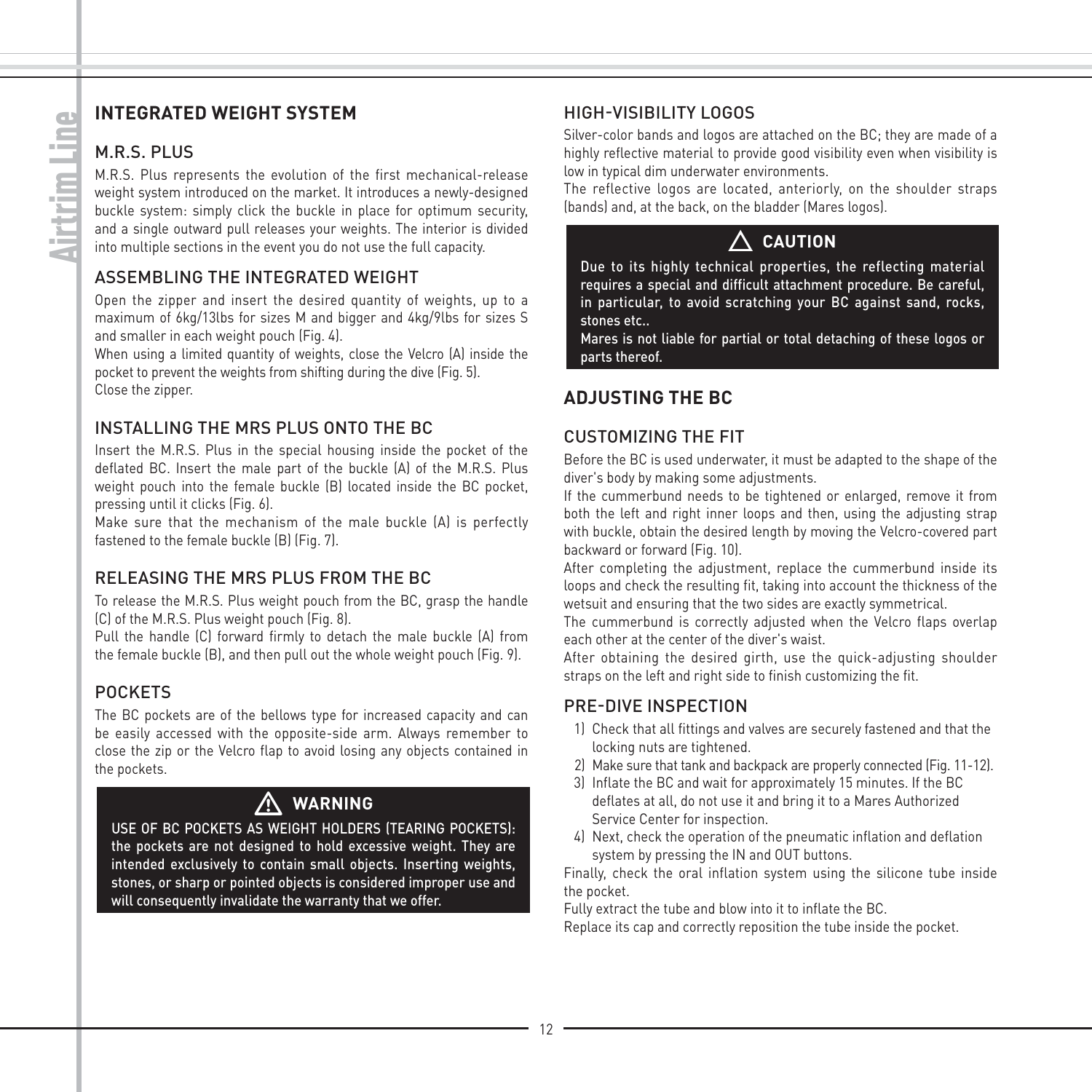## INTEGRATED WEIGHT SYSTEM

### M.R.S. PLUS

M.R.S. Plus represents the evolution of the first mechanical-release weight system introduced on the market. It introduces a newly-designed buckle system: simply click the buckle in place for optimum security, and a single outward pull releases your weights. The interior is divided into multiple sections in the event you do not use the full capacity.

### ASSEMBLING THE INTEGRATED WEIGHT

Open the zipper and insert the desired quantity of weights, up to a maximum of 6kg/13lbs for sizes M and bigger and 4kg/9lbs for sizes S and smaller in each weight pouch (Fig. 4).

When using a limited quantity of weights, close the Velcro (A) inside the pocket to prevent the weights from shifting during the dive (Fig. 5).

Close the zipper.

### INSTALLING THE MRS PLUS ONTO THE BC

Insert the M.R.S. Plus in the special housing inside the pocket of the deflated BC. Insert the male part of the buckle (A) of the M.R.S. Plus weight pouch into the female buckle (B) located inside the BC pocket, pressing until it clicks (Fig. 6).

Make sure that the mechanism of the male buckle (A) is perfectly fastened to the female buckle (B) (Fig. 7).

### RELEASING THE MRS PLUS FROM THE BC

To release the M.R.S. Plus weight pouch from the BC, grasp the handle (C) of the M.R.S. Plus weight pouch (Fig. 8).

Pull the handle (C) forward firmly to detach the male buckle (A) from the female buckle (B), and then pull out the whole weight pouch (Fig. 9).

### POCKETS

The BC pockets are of the bellows type for increased capacity and can be easily accessed with the opposite-side arm. Always remember to close the zip or the Velcro flap to avoid losing any objects contained in the pockets.

> **⚠ WARNING**
>
> USE OF BC POCKETS AS WEIGHT HOLDERS (TEARING POCKETS): the pockets are not designed to hold excessive weight. They are intended exclusively to contain small objects. Inserting weights, stones, or sharp or pointed objects is considered improper use and will consequently invalidate the warranty that we offer.

### HIGH-VISIBILITY LOGOS

Silver-color bands and logos are attached on the BC; they are made of a highly reflective material to provide good visibility even when visibility is low in typical dim underwater environments.

The reflective logos are located, anteriorly, on the shoulder straps (bands) and, at the back, on the bladder (Mares logos).

> **△ CAUTION**
>
> Due to its highly technical properties, the reflecting material requires a special and difficult attachment procedure. Be careful, in particular, to avoid scratching your BC against sand, rocks, stones etc..
>
> Mares is not liable for partial or total detaching of these logos or parts thereof.

## ADJUSTING THE BC

### CUSTOMIZING THE FIT

Before the BC is used underwater, it must be adapted to the shape of the diver's body by making some adjustments.

If the cummerbund needs to be tightened or enlarged, remove it from both the left and right inner loops and then, using the adjusting strap with buckle, obtain the desired length by moving the Velcro-covered part backward or forward (Fig. 10).

After completing the adjustment, replace the cummerbund inside its loops and check the resulting fit, taking into account the thickness of the wetsuit and ensuring that the two sides are exactly symmetrical.

The cummerbund is correctly adjusted when the Velcro flaps overlap each other at the center of the diver's waist.

After obtaining the desired girth, use the quick-adjusting shoulder straps on the left and right side to finish customizing the fit.

### PRE-DIVE INSPECTION

1) Check that all fittings and valves are securely fastened and that the locking nuts are tightened.
2) Make sure that tank and backpack are properly connected (Fig. 11-12).
3) Inflate the BC and wait for approximately 15 minutes. If the BC deflates at all, do not use it and bring it to a Mares Authorized Service Center for inspection.
4) Next, check the operation of the pneumatic inflation and deflation system by pressing the IN and OUT buttons.

Finally, check the oral inflation system using the silicone tube inside the pocket.

Fully extract the tube and blow into it to inflate the BC.

Replace its cap and correctly reposition the tube inside the pocket.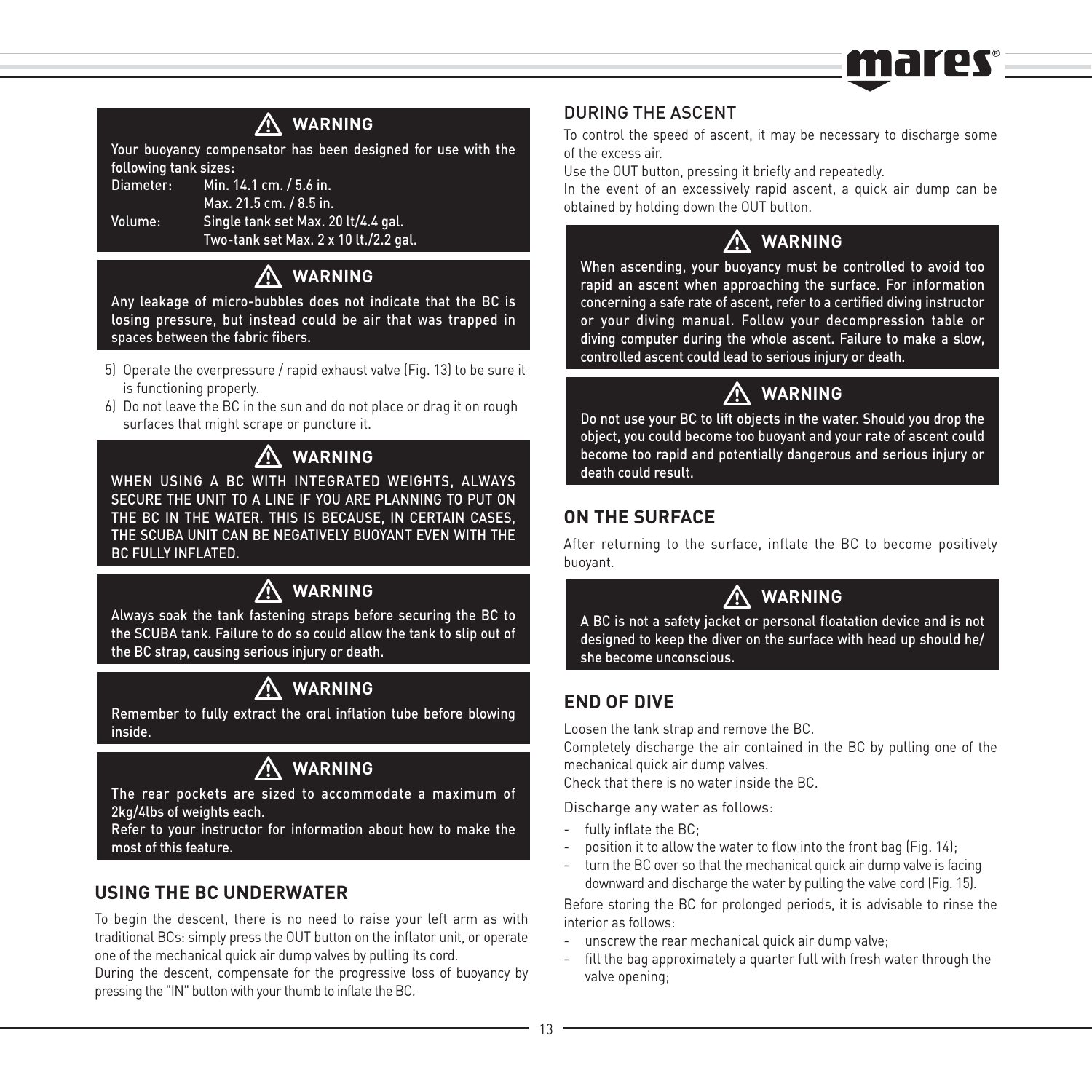> ⚠ **WARNING**
>
> Your buoyancy compensator has been designed for use with the following tank sizes:
>
> | | |
> |---|---|
> | Diameter: | Min. 14.1 cm. / 5.6 in. |
> | | Max. 21.5 cm. / 8.5 in. |
> | Volume: | Single tank set Max. 20 lt/4.4 gal. |
> | | Two-tank set Max. 2 x 10 lt./2.2 gal. |

> ⚠ **WARNING**
>
> Any leakage of micro-bubbles does not indicate that the BC is losing pressure, but instead could be air that was trapped in spaces between the fabric fibers.

5) Operate the overpressure / rapid exhaust valve (Fig. 13) to be sure it is functioning properly.
6) Do not leave the BC in the sun and do not place or drag it on rough surfaces that might scrape or puncture it.

> ⚠ **WARNING**
>
> WHEN USING A BC WITH INTEGRATED WEIGHTS, ALWAYS SECURE THE UNIT TO A LINE IF YOU ARE PLANNING TO PUT ON THE BC IN THE WATER. THIS IS BECAUSE, IN CERTAIN CASES, THE SCUBA UNIT CAN BE NEGATIVELY BUOYANT EVEN WITH THE BC FULLY INFLATED.

> ⚠ **WARNING**
>
> Always soak the tank fastening straps before securing the BC to the SCUBA tank. Failure to do so could allow the tank to slip out of the BC strap, causing serious injury or death.

> ⚠ **WARNING**
>
> Remember to fully extract the oral inflation tube before blowing inside.

> ⚠ **WARNING**
>
> The rear pockets are sized to accommodate a maximum of 2kg/4lbs of weights each.
> Refer to your instructor for information about how to make the most of this feature.

## USING THE BC UNDERWATER

To begin the descent, there is no need to raise your left arm as with traditional BCs: simply press the OUT button on the inflator unit, or operate one of the mechanical quick air dump valves by pulling its cord.

During the descent, compensate for the progressive loss of buoyancy by pressing the "IN" button with your thumb to inflate the BC.

### DURING THE ASCENT

To control the speed of ascent, it may be necessary to discharge some of the excess air.

Use the OUT button, pressing it briefly and repeatedly.

In the event of an excessively rapid ascent, a quick air dump can be obtained by holding down the OUT button.

> ⚠ **WARNING**
>
> When ascending, your buoyancy must be controlled to avoid too rapid an ascent when approaching the surface. For information concerning a safe rate of ascent, refer to a certified diving instructor or your diving manual. Follow your decompression table or diving computer during the whole ascent. Failure to make a slow, controlled ascent could lead to serious injury or death.

> ⚠ **WARNING**
>
> Do not use your BC to lift objects in the water. Should you drop the object, you could become too buoyant and your rate of ascent could become too rapid and potentially dangerous and serious injury or death could result.

## ON THE SURFACE

After returning to the surface, inflate the BC to become positively buoyant.

> ⚠ **WARNING**
>
> A BC is not a safety jacket or personal floatation device and is not designed to keep the diver on the surface with head up should he/she become unconscious.

## END OF DIVE

Loosen the tank strap and remove the BC.

Completely discharge the air contained in the BC by pulling one of the mechanical quick air dump valves.

Check that there is no water inside the BC.

Discharge any water as follows:

- fully inflate the BC;
- position it to allow the water to flow into the front bag (Fig. 14);
- turn the BC over so that the mechanical quick air dump valve is facing downward and discharge the water by pulling the valve cord (Fig. 15).

Before storing the BC for prolonged periods, it is advisable to rinse the interior as follows:

- unscrew the rear mechanical quick air dump valve;
- fill the bag approximately a quarter full with fresh water through the valve opening;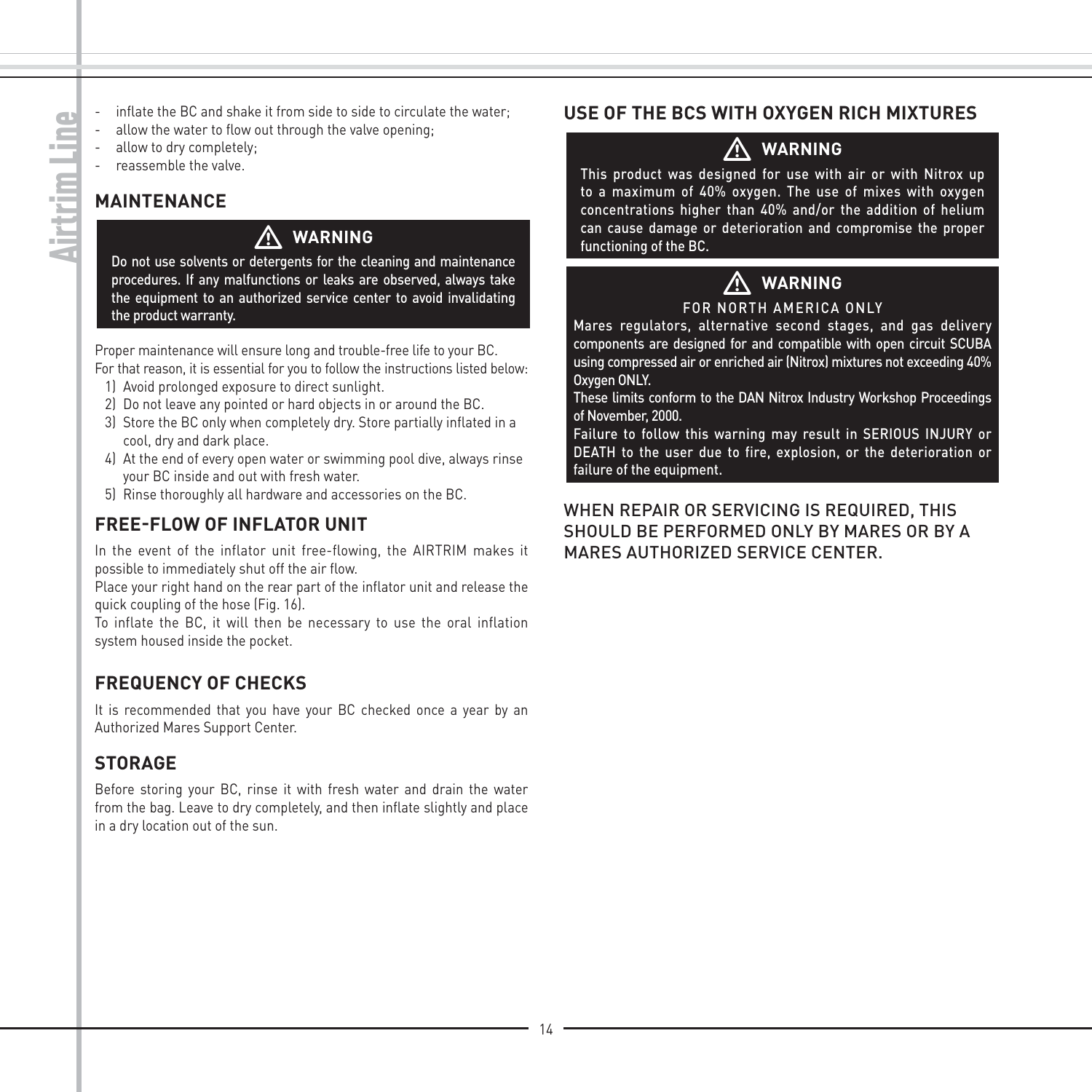- inflate the BC and shake it from side to side to circulate the water;
- allow the water to flow out through the valve opening;
- allow to dry completely;
- reassemble the valve.

## MAINTENANCE

> ⚠ **WARNING**
>
> Do not use solvents or detergents for the cleaning and maintenance procedures. If any malfunctions or leaks are observed, always take the equipment to an authorized service center to avoid invalidating the product warranty.

Proper maintenance will ensure long and trouble-free life to your BC.
For that reason, it is essential for you to follow the instructions listed below:

1) Avoid prolonged exposure to direct sunlight.
2) Do not leave any pointed or hard objects in or around the BC.
3) Store the BC only when completely dry. Store partially inflated in a cool, dry and dark place.
4) At the end of every open water or swimming pool dive, always rinse your BC inside and out with fresh water.
5) Rinse thoroughly all hardware and accessories on the BC.

## FREE-FLOW OF INFLATOR UNIT

In the event of the inflator unit free-flowing, the AIRTRIM makes it possible to immediately shut off the air flow.
Place your right hand on the rear part of the inflator unit and release the quick coupling of the hose (Fig. 16).
To inflate the BC, it will then be necessary to use the oral inflation system housed inside the pocket.

## FREQUENCY OF CHECKS

It is recommended that you have your BC checked once a year by an Authorized Mares Support Center.

## STORAGE

Before storing your BC, rinse it with fresh water and drain the water from the bag. Leave to dry completely, and then inflate slightly and place in a dry location out of the sun.

## USE OF THE BCS WITH OXYGEN RICH MIXTURES

> ⚠ **WARNING**
>
> This product was designed for use with air or with Nitrox up to a maximum of 40% oxygen. The use of mixes with oxygen concentrations higher than 40% and/or the addition of helium can cause damage or deterioration and compromise the proper functioning of the BC.

> ⚠ **WARNING**
>
> FOR NORTH AMERICA ONLY
>
> Mares regulators, alternative second stages, and gas delivery components are designed for and compatible with open circuit SCUBA using compressed air or enriched air (Nitrox) mixtures not exceeding 40% Oxygen ONLY.
> These limits conform to the DAN Nitrox Industry Workshop Proceedings of November, 2000.
> Failure to follow this warning may result in SERIOUS INJURY or DEATH to the user due to fire, explosion, or the deterioration or failure of the equipment.

WHEN REPAIR OR SERVICING IS REQUIRED, THIS SHOULD BE PERFORMED ONLY BY MARES OR BY A MARES AUTHORIZED SERVICE CENTER.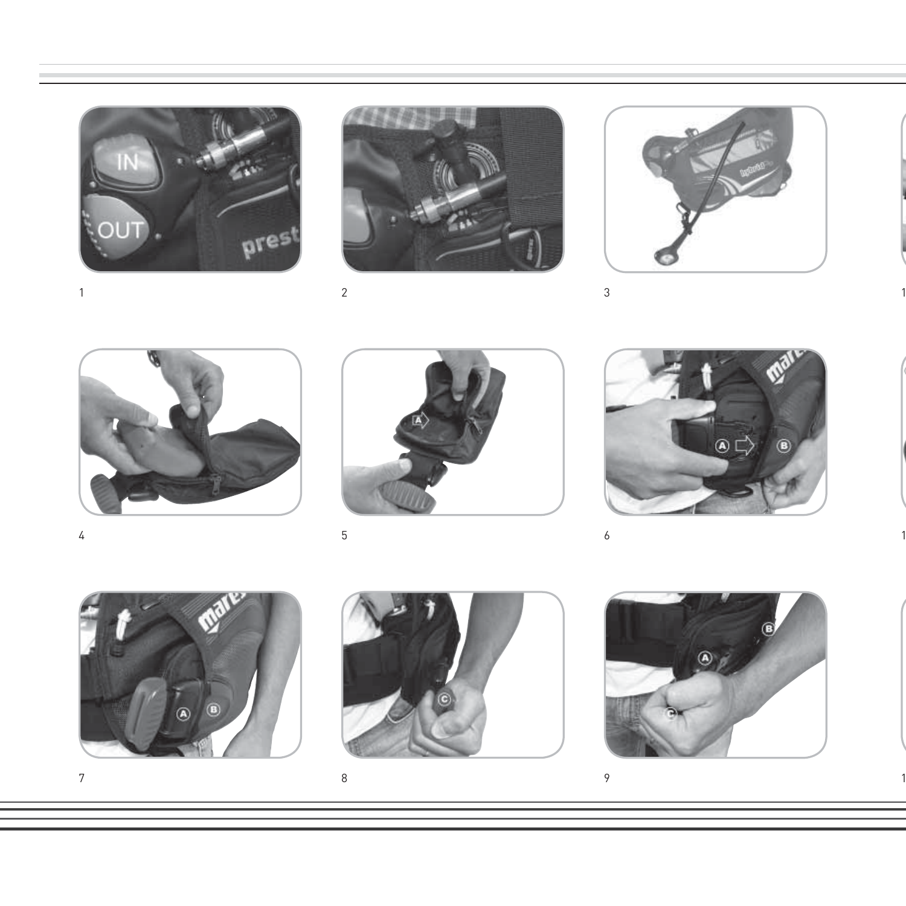1

2

3

4

5

6

7

8

9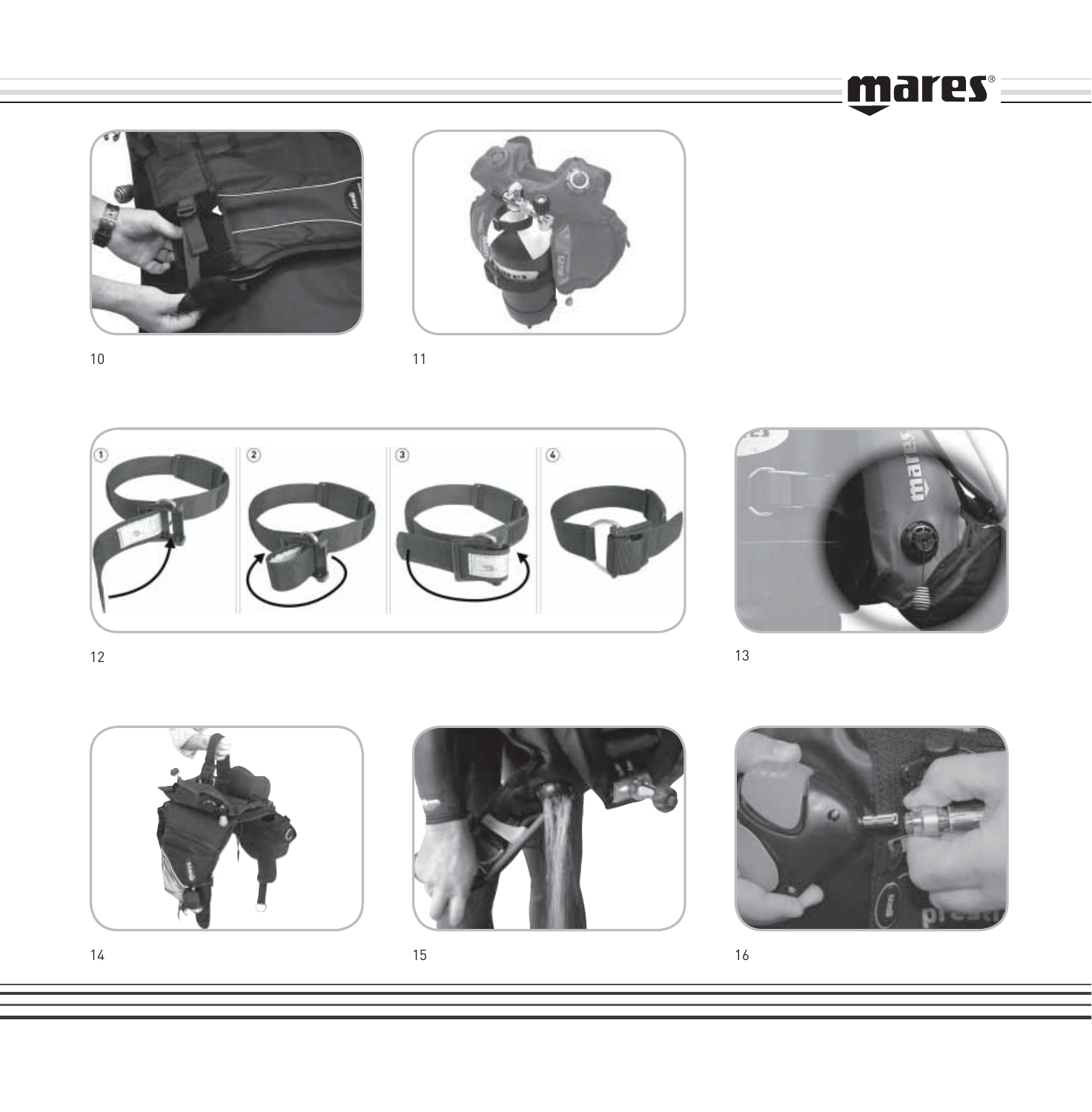10

11

12

13

14

15

16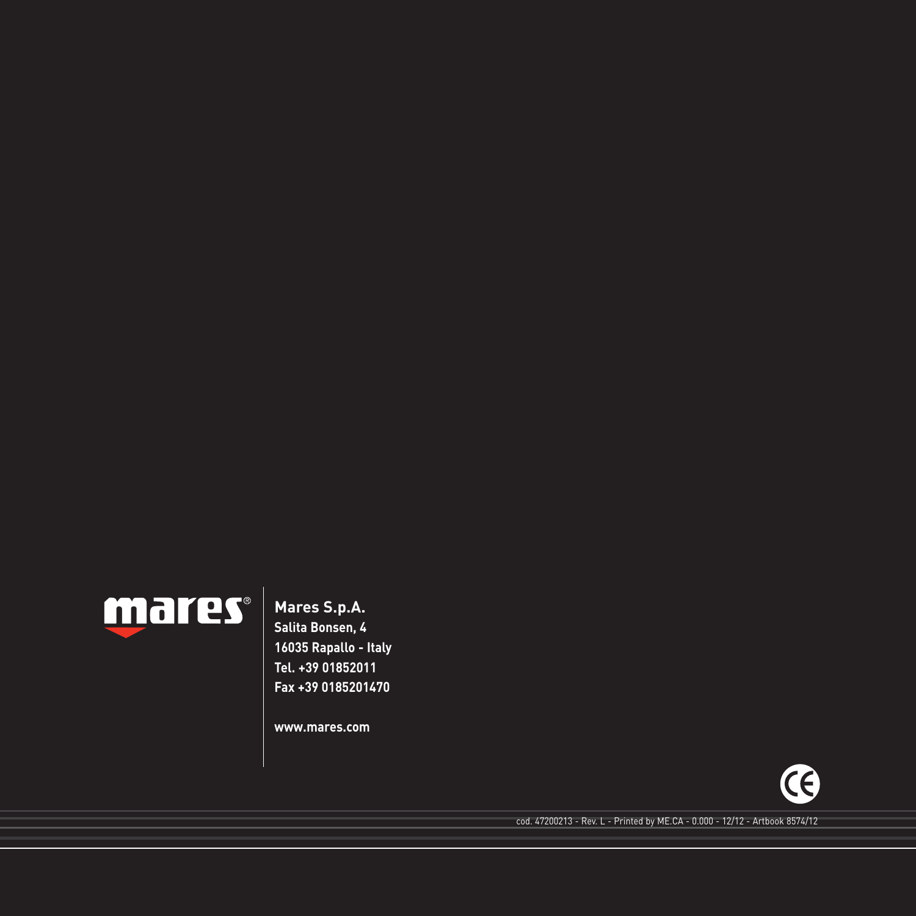mares®

**Mares S.p.A.**
**Salita Bonsen, 4**
**16035 Rapallo - Italy**
**Tel. +39 01852011**
**Fax +39 0185201470**

**www.mares.com**

cod. 47200213 - Rev. L - Printed by ME.CA - 0.000 - 12/12 - Artbook 8574/12